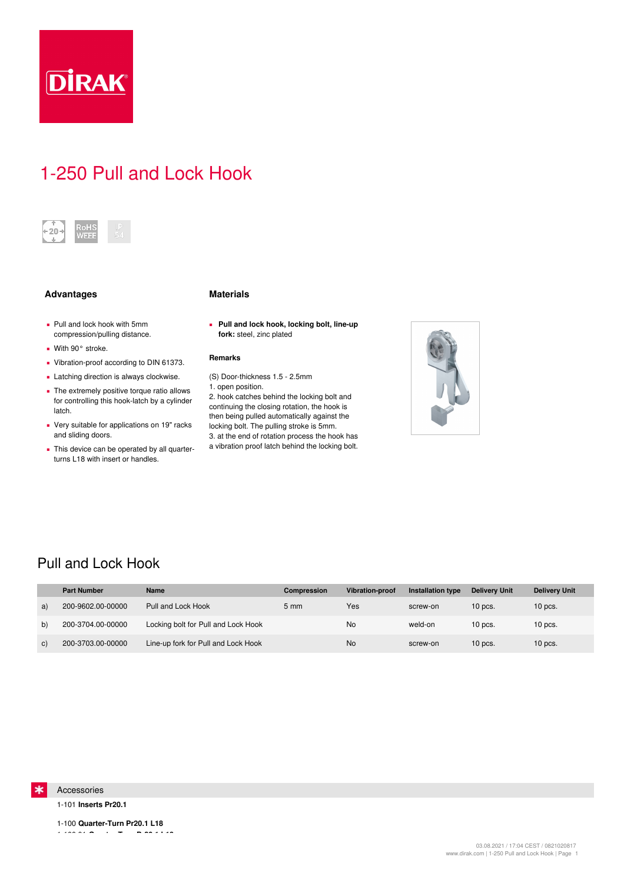# 1-250 Pull and Lock Hook

## Advantages

- Pull and lock hook with 5mm compression/pulling distance.
- With 90° stroke.
- Vibration-proof according to DIN 61373.
- Latching direction is always clockwise.
- The extremely positive torque ratio allows for controlling this hook-latch by a cylinder latch.
- Very suitable for applications on 19" racks and sliding doors.
- This device can be operated by all quarter-turns L18 with insert or handles.

## Materials

- **Pull and lock hook, locking bolt, line-up fork:** steel, zinc plated

### Remarks

(S) Door-thickness 1.5 - 2.5mm
1. open position.
2. hook catches behind the locking bolt and continuing the closing rotation, the hook is then being pulled automatically against the locking bolt. The pulling stroke is 5mm.
3. at the end of rotation process the hook has a vibration proof latch behind the locking bolt.

## Pull and Lock Hook

| | Part Number | Name | Compression | Vibration-proof | Installation type | Delivery Unit | Delivery Unit |
|---|---|---|---|---|---|---|---|
| a) | 200-9602.00-00000 | Pull and Lock Hook | 5 mm | Yes | screw-on | 10 pcs. | 10 pcs. |
| b) | 200-3704.00-00000 | Locking bolt for Pull and Lock Hook | | No | weld-on | 10 pcs. | 10 pcs. |
| c) | 200-3703.00-00000 | Line-up fork for Pull and Lock Hook | | No | screw-on | 10 pcs. | 10 pcs. |

## Accessories

1-101 **Inserts Pr20.1**

1-100 **Quarter-Turn Pr20.1 L18**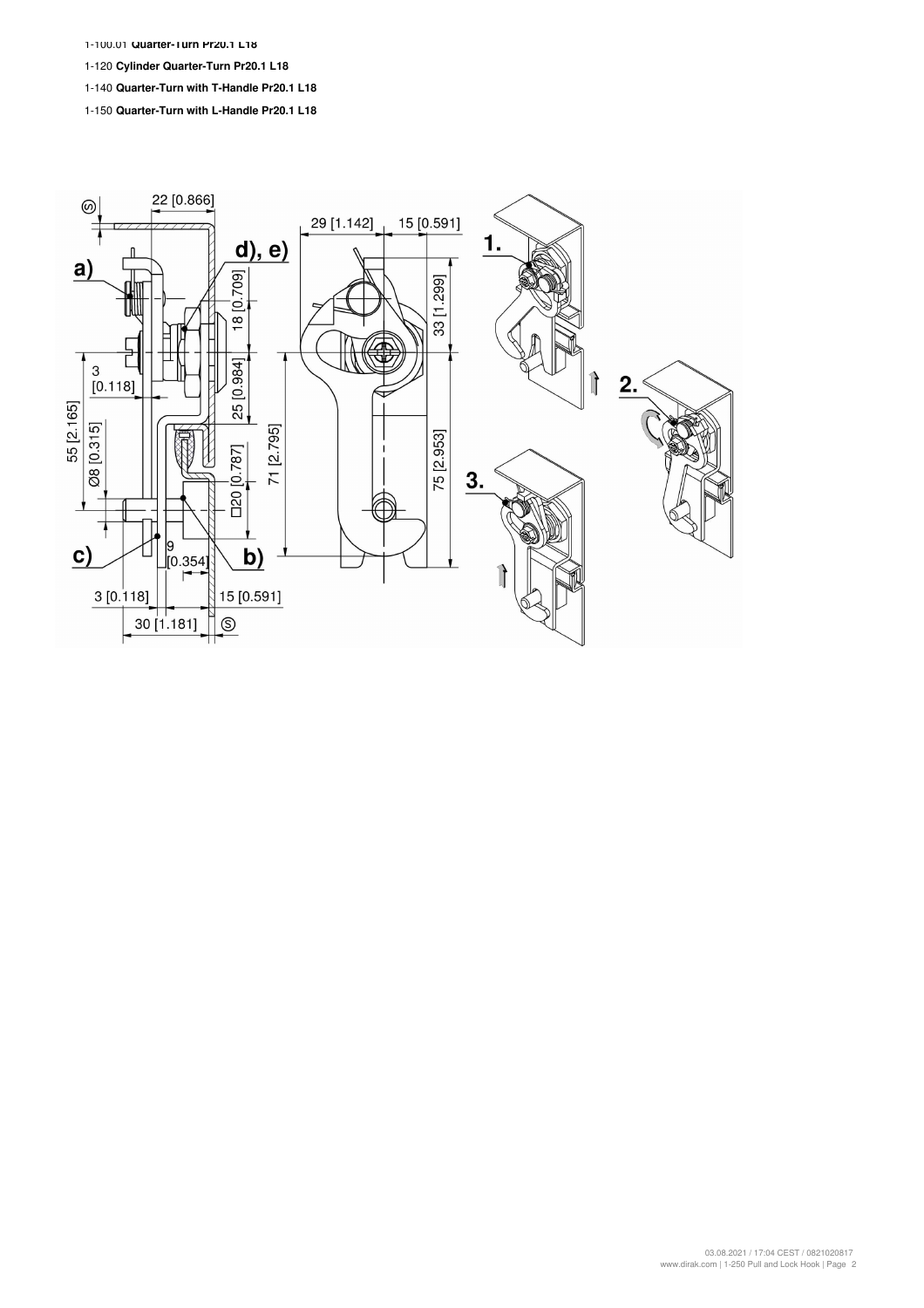1-100.01 **Quarter-Turn Pr20.1 L18**

1-120 **Cylinder Quarter-Turn Pr20.1 L18**

1-140 **Quarter-Turn with T-Handle Pr20.1 L18**

1-150 **Quarter-Turn with L-Handle Pr20.1 L18**

S

22 [0.866]

a)

d), e)

18 [0.709]

3
[0.118]

25 [0.984]

55 [2.165]

Ø8 [0.315]

□20 [0.787]

71 [2.795]

c)

b)

9
[0.354]

3 [0.118]

15 [0.591]

30 [1.181]

S

29 [1.142]

15 [0.591]

33 [1.299]

75 [2.953]

1.

2.

3.